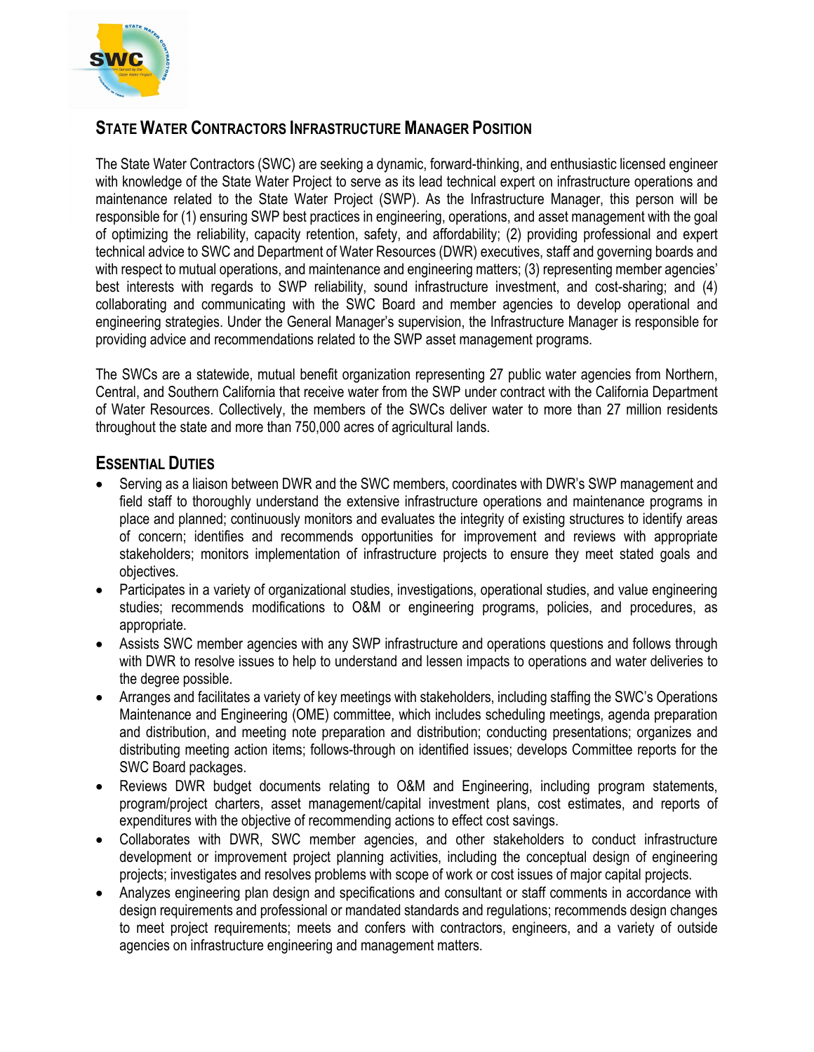## State Water Contractors Infrastructure Manager Position

The State Water Contractors (SWC) are seeking a dynamic, forward-thinking, and enthusiastic licensed engineer with knowledge of the State Water Project to serve as its lead technical expert on infrastructure operations and maintenance related to the State Water Project (SWP). As the Infrastructure Manager, this person will be responsible for (1) ensuring SWP best practices in engineering, operations, and asset management with the goal of optimizing the reliability, capacity retention, safety, and affordability; (2) providing professional and expert technical advice to SWC and Department of Water Resources (DWR) executives, staff and governing boards and with respect to mutual operations, and maintenance and engineering matters; (3) representing member agencies' best interests with regards to SWP reliability, sound infrastructure investment, and cost-sharing; and (4) collaborating and communicating with the SWC Board and member agencies to develop operational and engineering strategies. Under the General Manager's supervision, the Infrastructure Manager is responsible for providing advice and recommendations related to the SWP asset management programs.

The SWCs are a statewide, mutual benefit organization representing 27 public water agencies from Northern, Central, and Southern California that receive water from the SWP under contract with the California Department of Water Resources. Collectively, the members of the SWCs deliver water to more than 27 million residents throughout the state and more than 750,000 acres of agricultural lands.

## Essential Duties

- Serving as a liaison between DWR and the SWC members, coordinates with DWR's SWP management and field staff to thoroughly understand the extensive infrastructure operations and maintenance programs in place and planned; continuously monitors and evaluates the integrity of existing structures to identify areas of concern; identifies and recommends opportunities for improvement and reviews with appropriate stakeholders; monitors implementation of infrastructure projects to ensure they meet stated goals and objectives.
- Participates in a variety of organizational studies, investigations, operational studies, and value engineering studies; recommends modifications to O&M or engineering programs, policies, and procedures, as appropriate.
- Assists SWC member agencies with any SWP infrastructure and operations questions and follows through with DWR to resolve issues to help to understand and lessen impacts to operations and water deliveries to the degree possible.
- Arranges and facilitates a variety of key meetings with stakeholders, including staffing the SWC's Operations Maintenance and Engineering (OME) committee, which includes scheduling meetings, agenda preparation and distribution, and meeting note preparation and distribution; conducting presentations; organizes and distributing meeting action items; follows-through on identified issues; develops Committee reports for the SWC Board packages.
- Reviews DWR budget documents relating to O&M and Engineering, including program statements, program/project charters, asset management/capital investment plans, cost estimates, and reports of expenditures with the objective of recommending actions to effect cost savings.
- Collaborates with DWR, SWC member agencies, and other stakeholders to conduct infrastructure development or improvement project planning activities, including the conceptual design of engineering projects; investigates and resolves problems with scope of work or cost issues of major capital projects.
- Analyzes engineering plan design and specifications and consultant or staff comments in accordance with design requirements and professional or mandated standards and regulations; recommends design changes to meet project requirements; meets and confers with contractors, engineers, and a variety of outside agencies on infrastructure engineering and management matters.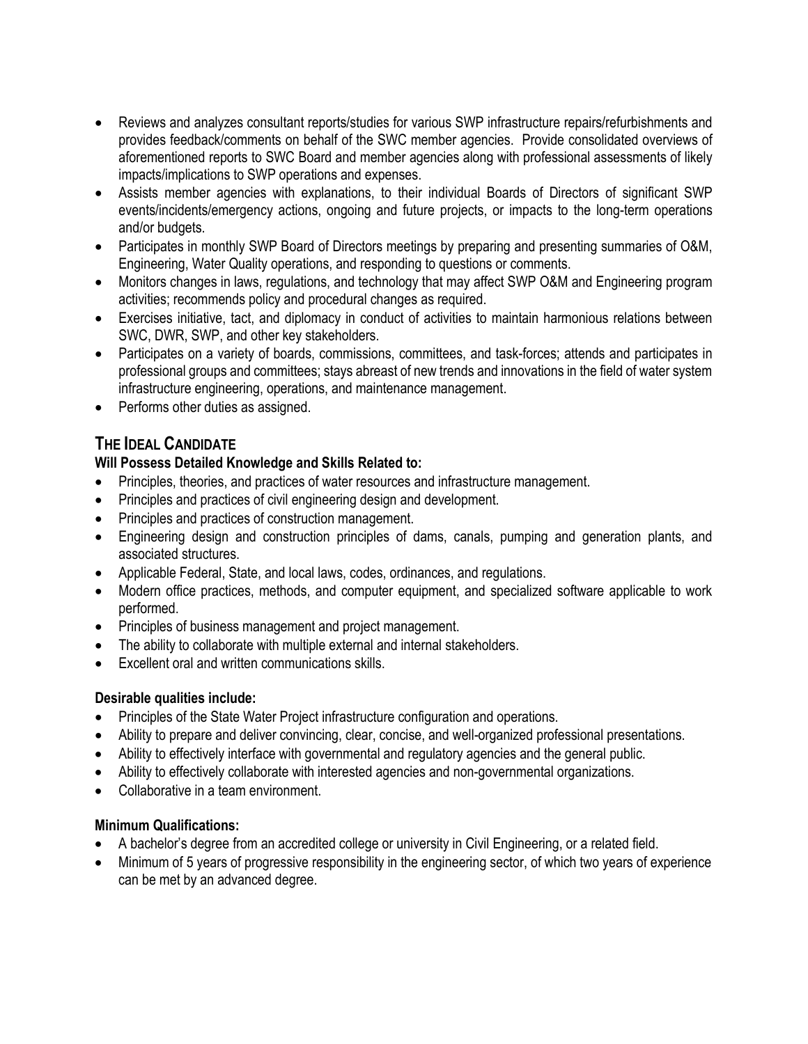- Reviews and analyzes consultant reports/studies for various SWP infrastructure repairs/refurbishments and provides feedback/comments on behalf of the SWC member agencies. Provide consolidated overviews of aforementioned reports to SWC Board and member agencies along with professional assessments of likely impacts/implications to SWP operations and expenses.
- Assists member agencies with explanations, to their individual Boards of Directors of significant SWP events/incidents/emergency actions, ongoing and future projects, or impacts to the long-term operations and/or budgets.
- Participates in monthly SWP Board of Directors meetings by preparing and presenting summaries of O&M, Engineering, Water Quality operations, and responding to questions or comments.
- Monitors changes in laws, regulations, and technology that may affect SWP O&M and Engineering program activities; recommends policy and procedural changes as required.
- Exercises initiative, tact, and diplomacy in conduct of activities to maintain harmonious relations between SWC, DWR, SWP, and other key stakeholders.
- Participates on a variety of boards, commissions, committees, and task-forces; attends and participates in professional groups and committees; stays abreast of new trends and innovations in the field of water system infrastructure engineering, operations, and maintenance management.
- Performs other duties as assigned.

## The Ideal Candidate

**Will Possess Detailed Knowledge and Skills Related to:**

- Principles, theories, and practices of water resources and infrastructure management.
- Principles and practices of civil engineering design and development.
- Principles and practices of construction management.
- Engineering design and construction principles of dams, canals, pumping and generation plants, and associated structures.
- Applicable Federal, State, and local laws, codes, ordinances, and regulations.
- Modern office practices, methods, and computer equipment, and specialized software applicable to work performed.
- Principles of business management and project management.
- The ability to collaborate with multiple external and internal stakeholders.
- Excellent oral and written communications skills.

**Desirable qualities include:**

- Principles of the State Water Project infrastructure configuration and operations.
- Ability to prepare and deliver convincing, clear, concise, and well-organized professional presentations.
- Ability to effectively interface with governmental and regulatory agencies and the general public.
- Ability to effectively collaborate with interested agencies and non-governmental organizations.
- Collaborative in a team environment.

**Minimum Qualifications:**

- A bachelor's degree from an accredited college or university in Civil Engineering, or a related field.
- Minimum of 5 years of progressive responsibility in the engineering sector, of which two years of experience can be met by an advanced degree.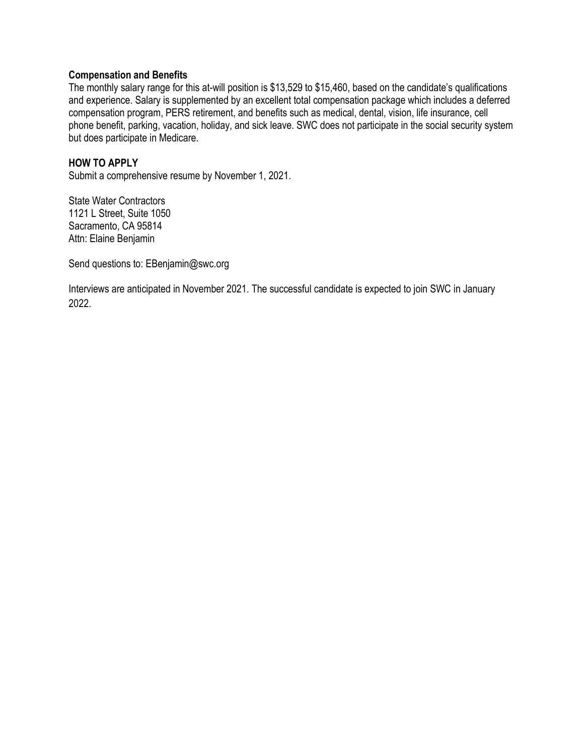**Compensation and Benefits**

The monthly salary range for this at-will position is $13,529 to $15,460, based on the candidate's qualifications and experience. Salary is supplemented by an excellent total compensation package which includes a deferred compensation program, PERS retirement, and benefits such as medical, dental, vision, life insurance, cell phone benefit, parking, vacation, holiday, and sick leave. SWC does not participate in the social security system but does participate in Medicare.

**HOW TO APPLY**

Submit a comprehensive resume by November 1, 2021.

State Water Contractors
1121 L Street, Suite 1050
Sacramento, CA 95814
Attn: Elaine Benjamin

Send questions to: EBenjamin@swc.org

Interviews are anticipated in November 2021. The successful candidate is expected to join SWC in January 2022.